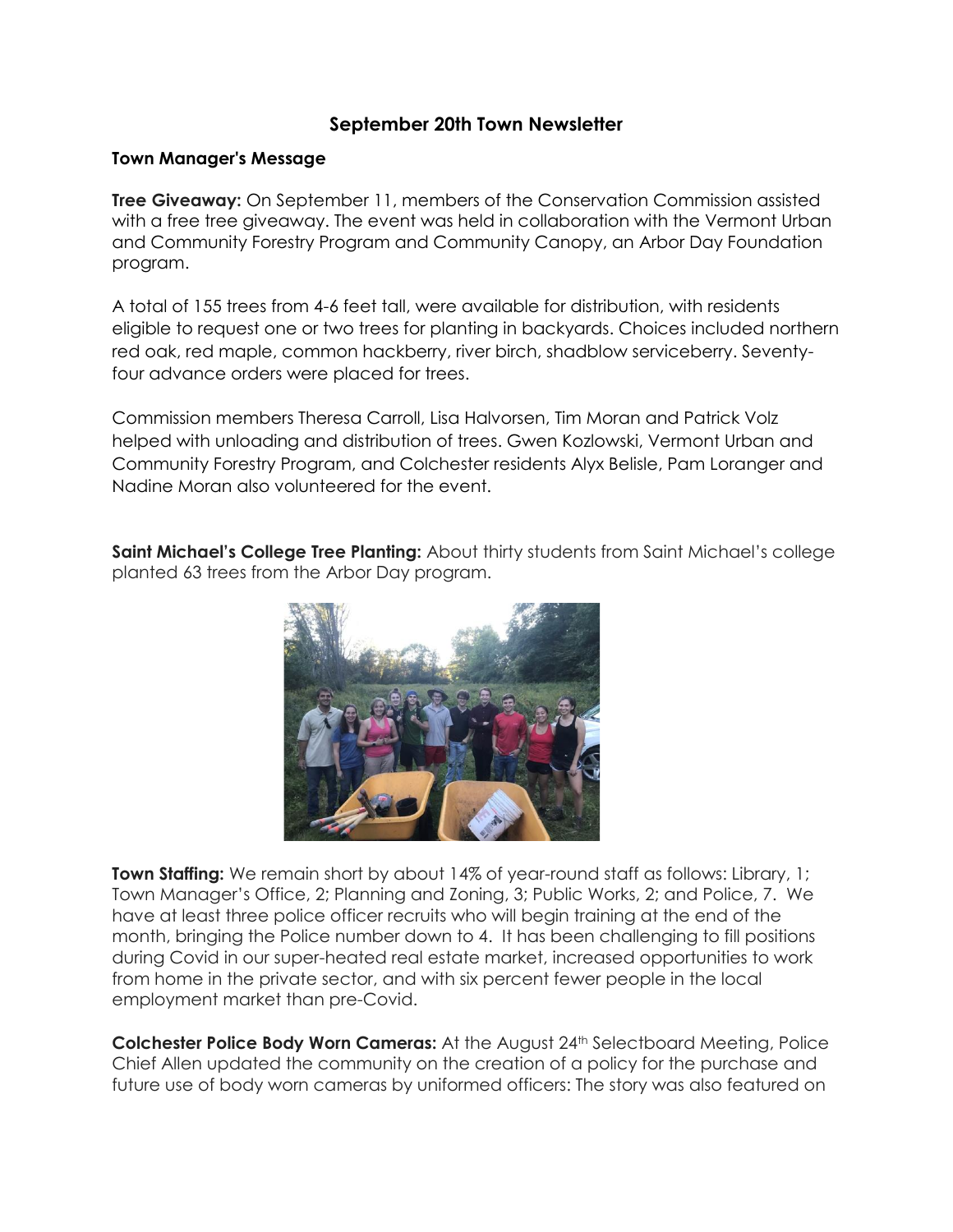# September 20th Town Newsletter

## Town Manager's Message

**Tree Giveaway:** On September 11, members of the Conservation Commission assisted with a free tree giveaway. The event was held in collaboration with the Vermont Urban and Community Forestry Program and Community Canopy, an Arbor Day Foundation program.

A total of 155 trees from 4-6 feet tall, were available for distribution, with residents eligible to request one or two trees for planting in backyards. Choices included northern red oak, red maple, common hackberry, river birch, shadblow serviceberry. Seventy-four advance orders were placed for trees.

Commission members Theresa Carroll, Lisa Halvorsen, Tim Moran and Patrick Volz helped with unloading and distribution of trees. Gwen Kozlowski, Vermont Urban and Community Forestry Program, and Colchester residents Alyx Belisle, Pam Loranger and Nadine Moran also volunteered for the event.

**Saint Michael's College Tree Planting:** About thirty students from Saint Michael's college planted 63 trees from the Arbor Day program.

**Town Staffing:** We remain short by about 14% of year-round staff as follows: Library, 1; Town Manager's Office, 2; Planning and Zoning, 3; Public Works, 2; and Police, 7. We have at least three police officer recruits who will begin training at the end of the month, bringing the Police number down to 4. It has been challenging to fill positions during Covid in our super-heated real estate market, increased opportunities to work from home in the private sector, and with six percent fewer people in the local employment market than pre-Covid.

**Colchester Police Body Worn Cameras:** At the August 24th Selectboard Meeting, Police Chief Allen updated the community on the creation of a policy for the purchase and future use of body worn cameras by uniformed officers: The story was also featured on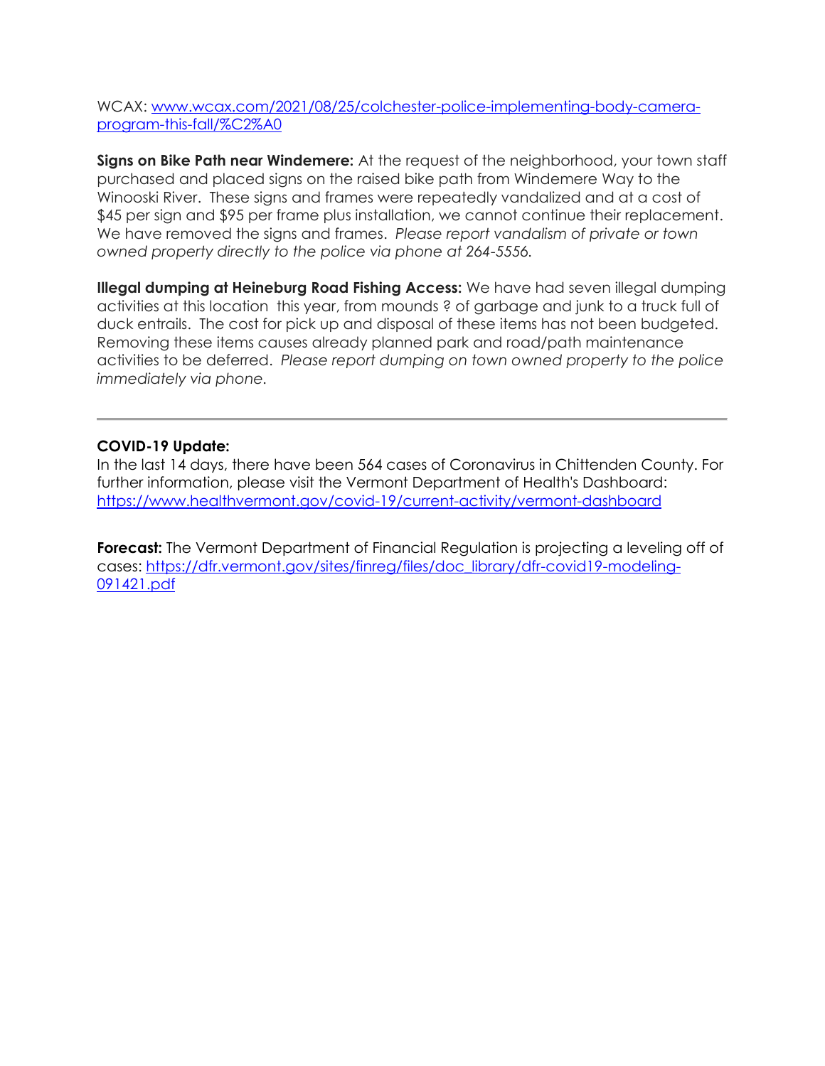WCAX: [www.wcax.com/2021/08/25/colchester-police-implementing-body-camera-program-this-fall/%C2%A0](www.wcax.com/2021/08/25/colchester-police-implementing-body-camera-program-this-fall/%C2%A0)

**Signs on Bike Path near Windemere:** At the request of the neighborhood, your town staff purchased and placed signs on the raised bike path from Windemere Way to the Winooski River. These signs and frames were repeatedly vandalized and at a cost of $45 per sign and $95 per frame plus installation, we cannot continue their replacement. We have removed the signs and frames. *Please report vandalism of private or town owned property directly to the police via phone at 264-5556.*

**Illegal dumping at Heineburg Road Fishing Access:** We have had seven illegal dumping activities at this location this year, from mounds ? of garbage and junk to a truck full of duck entrails. The cost for pick up and disposal of these items has not been budgeted. Removing these items causes already planned park and road/path maintenance activities to be deferred. *Please report dumping on town owned property to the police immediately via phone.*

---

**COVID-19 Update:**
In the last 14 days, there have been 564 cases of Coronavirus in Chittenden County. For further information, please visit the Vermont Department of Health's Dashboard: [https://www.healthvermont.gov/covid-19/current-activity/vermont-dashboard](https://www.healthvermont.gov/covid-19/current-activity/vermont-dashboard)

**Forecast:** The Vermont Department of Financial Regulation is projecting a leveling off of cases: [https://dfr.vermont.gov/sites/finreg/files/doc_library/dfr-covid19-modeling-091421.pdf](https://dfr.vermont.gov/sites/finreg/files/doc_library/dfr-covid19-modeling-091421.pdf)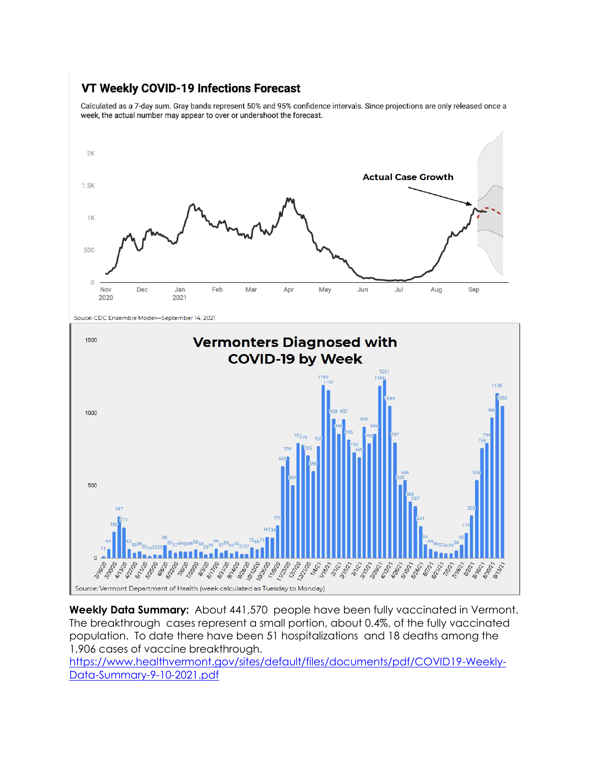## VT Weekly COVID-19 Infections Forecast

Calculated as a 7-day sum. Gray bands represent 50% and 95% confidence intervals. Since projections are only released once a week, the actual number may appear to over or undershoot the forecast.

Souce: CDC Ensemble Model—September 14, 2021

## Vermonters Diagnosed with COVID-19 by Week

Source: Vermont Department of Health (week calculated as Tuesday to Monday)

**Weekly Data Summary:** About 441,570 people have been fully vaccinated in Vermont. The breakthrough cases represent a small portion, about 0.4%, of the fully vaccinated population. To date there have been 51 hospitalizations and 18 deaths among the 1,906 cases of vaccine breakthrough.
https://www.healthvermont.gov/sites/default/files/documents/pdf/COVID19-Weekly-Data-Summary-9-10-2021.pdf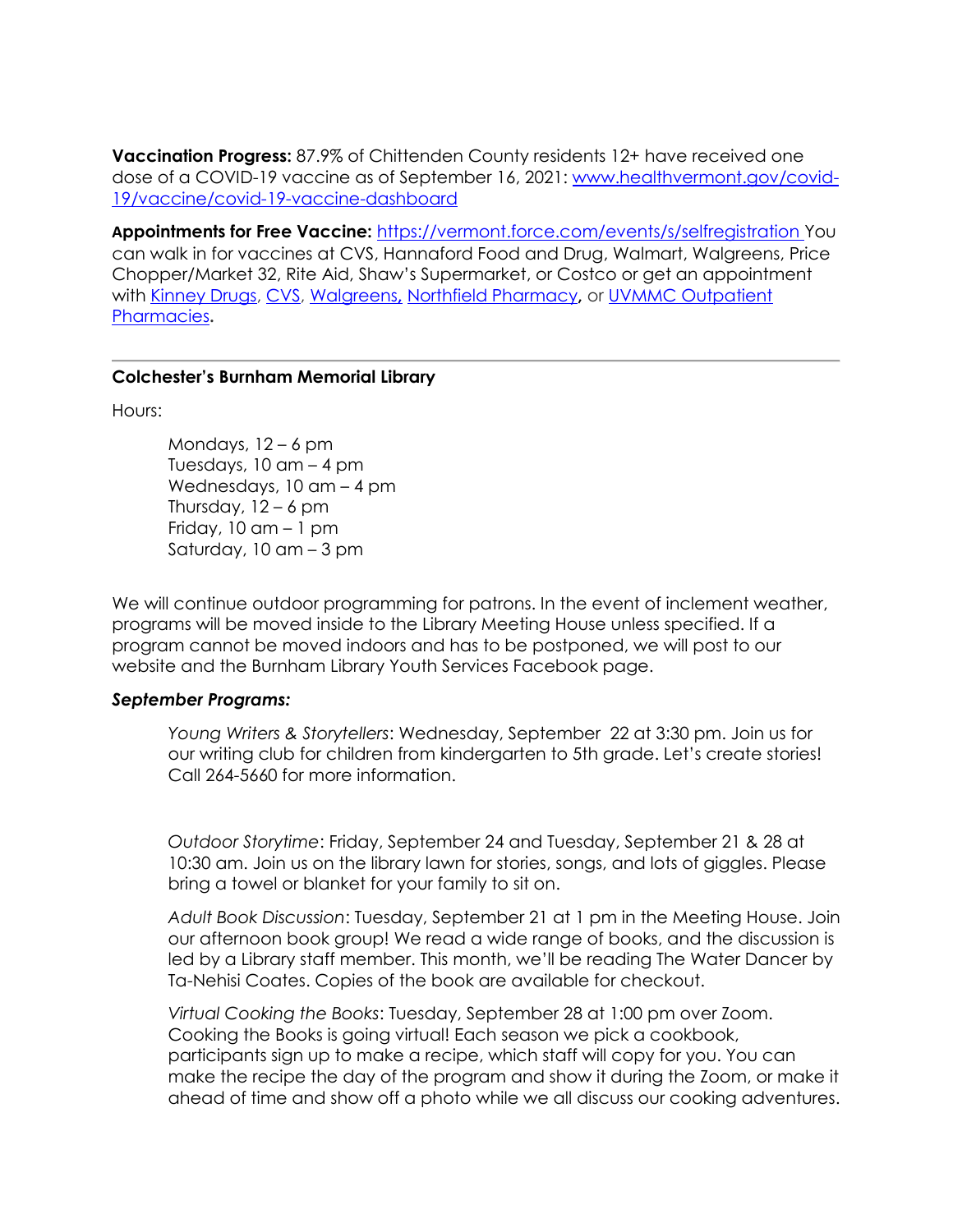**Vaccination Progress:** 87.9% of Chittenden County residents 12+ have received one dose of a COVID-19 vaccine as of September 16, 2021: [www.healthvermont.gov/covid-19/vaccine/covid-19-vaccine-dashboard](www.healthvermont.gov/covid-19/vaccine/covid-19-vaccine-dashboard)

**Appointments for Free Vaccine:** [https://vermont.force.com/events/s/selfregistration](https://vermont.force.com/events/s/selfregistration) You can walk in for vaccines at CVS, Hannaford Food and Drug, Walmart, Walgreens, Price Chopper/Market 32, Rite Aid, Shaw's Supermarket, or Costco or get an appointment with Kinney Drugs, CVS, Walgreens, Northfield Pharmacy, or UVMMC Outpatient Pharmacies.

---

**Colchester's Burnham Memorial Library**

Hours:

> Mondays, 12 – 6 pm
> Tuesdays, 10 am – 4 pm
> Wednesdays, 10 am – 4 pm
> Thursday, 12 – 6 pm
> Friday, 10 am – 1 pm
> Saturday, 10 am – 3 pm

We will continue outdoor programming for patrons. In the event of inclement weather, programs will be moved inside to the Library Meeting House unless specified. If a program cannot be moved indoors and has to be postponed, we will post to our website and the Burnham Library Youth Services Facebook page.

***September Programs:***

*Young Writers & Storytellers*: Wednesday, September 22 at 3:30 pm. Join us for our writing club for children from kindergarten to 5th grade. Let's create stories! Call 264-5660 for more information.

*Outdoor Storytime*: Friday, September 24 and Tuesday, September 21 & 28 at 10:30 am. Join us on the library lawn for stories, songs, and lots of giggles. Please bring a towel or blanket for your family to sit on.

*Adult Book Discussion*: Tuesday, September 21 at 1 pm in the Meeting House. Join our afternoon book group! We read a wide range of books, and the discussion is led by a Library staff member. This month, we'll be reading The Water Dancer by Ta-Nehisi Coates. Copies of the book are available for checkout.

*Virtual Cooking the Books*: Tuesday, September 28 at 1:00 pm over Zoom. Cooking the Books is going virtual! Each season we pick a cookbook, participants sign up to make a recipe, which staff will copy for you. You can make the recipe the day of the program and show it during the Zoom, or make it ahead of time and show off a photo while we all discuss our cooking adventures.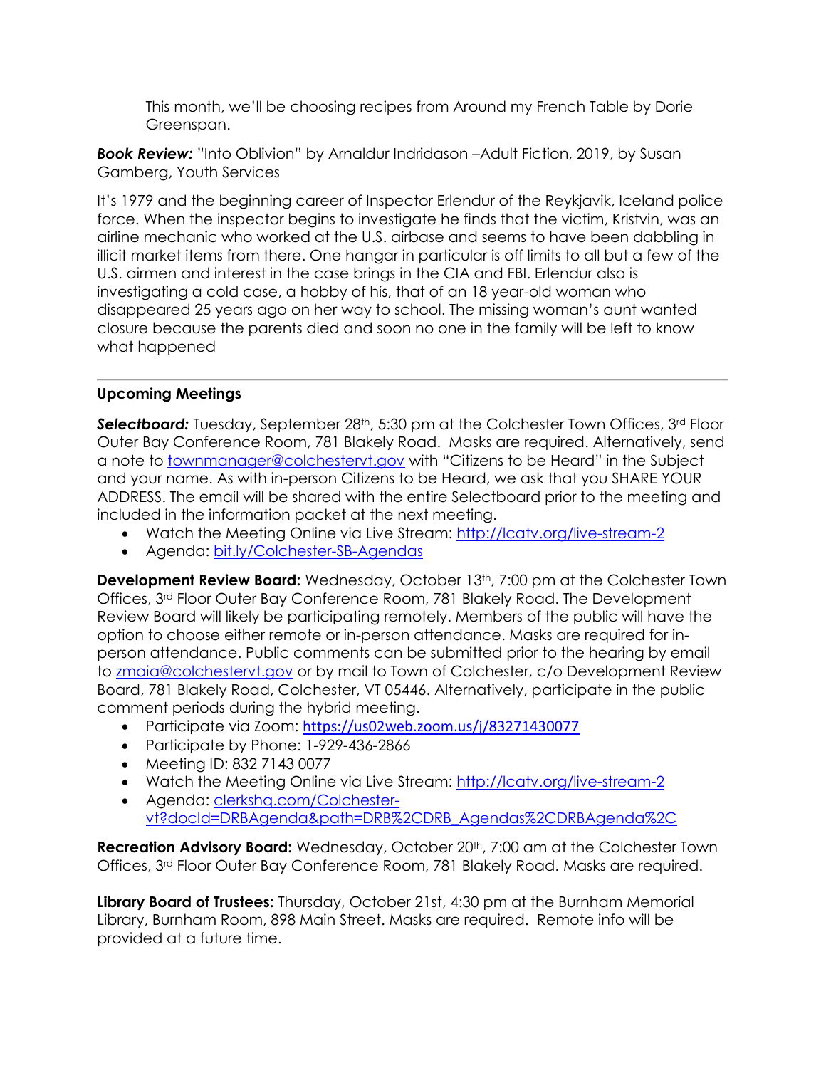This month, we'll be choosing recipes from Around my French Table by Dorie Greenspan.

***Book Review:*** "Into Oblivion" by Arnaldur Indridason –Adult Fiction, 2019, by Susan Gamberg, Youth Services

It's 1979 and the beginning career of Inspector Erlendur of the Reykjavik, Iceland police force. When the inspector begins to investigate he finds that the victim, Kristvin, was an airline mechanic who worked at the U.S. airbase and seems to have been dabbling in illicit market items from there. One hangar in particular is off limits to all but a few of the U.S. airmen and interest in the case brings in the CIA and FBI. Erlendur also is investigating a cold case, a hobby of his, that of an 18 year-old woman who disappeared 25 years ago on her way to school. The missing woman's aunt wanted closure because the parents died and soon no one in the family will be left to know what happened

---

**Upcoming Meetings**

***Selectboard:*** Tuesday, September 28th, 5:30 pm at the Colchester Town Offices, 3rd Floor Outer Bay Conference Room, 781 Blakely Road. Masks are required. Alternatively, send a note to townmanager@colchestervt.gov with "Citizens to be Heard" in the Subject and your name. As with in-person Citizens to be Heard, we ask that you SHARE YOUR ADDRESS. The email will be shared with the entire Selectboard prior to the meeting and included in the information packet at the next meeting.

- Watch the Meeting Online via Live Stream: http://lcatv.org/live-stream-2
- Agenda: bit.ly/Colchester-SB-Agendas

**Development Review Board:** Wednesday, October 13th, 7:00 pm at the Colchester Town Offices, 3rd Floor Outer Bay Conference Room, 781 Blakely Road. The Development Review Board will likely be participating remotely. Members of the public will have the option to choose either remote or in-person attendance. Masks are required for in-person attendance. Public comments can be submitted prior to the hearing by email to zmaia@colchestervt.gov or by mail to Town of Colchester, c/o Development Review Board, 781 Blakely Road, Colchester, VT 05446. Alternatively, participate in the public comment periods during the hybrid meeting.

- Participate via Zoom: https://us02web.zoom.us/j/83271430077
- Participate by Phone: 1-929-436-2866
- Meeting ID: 832 7143 0077
- Watch the Meeting Online via Live Stream: http://lcatv.org/live-stream-2
- Agenda: clerkshq.com/Colchester-vt?docId=DRBAgenda&path=DRB%2CDRB_Agendas%2CDRBAgenda%2C

**Recreation Advisory Board:** Wednesday, October 20th, 7:00 am at the Colchester Town Offices, 3rd Floor Outer Bay Conference Room, 781 Blakely Road. Masks are required.

**Library Board of Trustees:** Thursday, October 21st, 4:30 pm at the Burnham Memorial Library, Burnham Room, 898 Main Street. Masks are required. Remote info will be provided at a future time.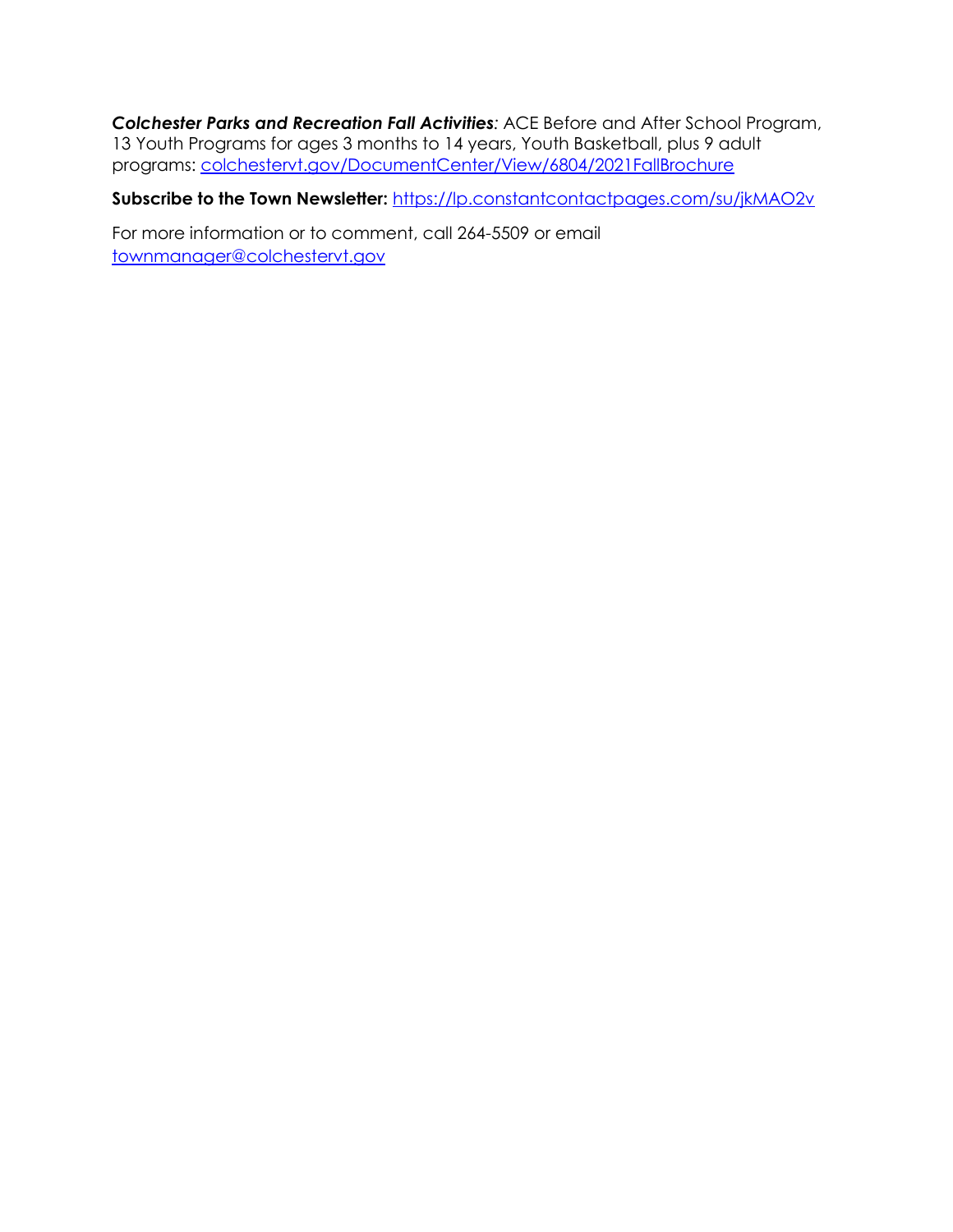***Colchester Parks and Recreation Fall Activities***: ACE Before and After School Program, 13 Youth Programs for ages 3 months to 14 years, Youth Basketball, plus 9 adult programs: [colchestervt.gov/DocumentCenter/View/6804/2021FallBrochure](colchestervt.gov/DocumentCenter/View/6804/2021FallBrochure)

**Subscribe to the Town Newsletter:** [https://lp.constantcontactpages.com/su/jkMAO2v](https://lp.constantcontactpages.com/su/jkMAO2v)

For more information or to comment, call 264-5509 or email [townmanager@colchestervt.gov](mailto:townmanager@colchestervt.gov)